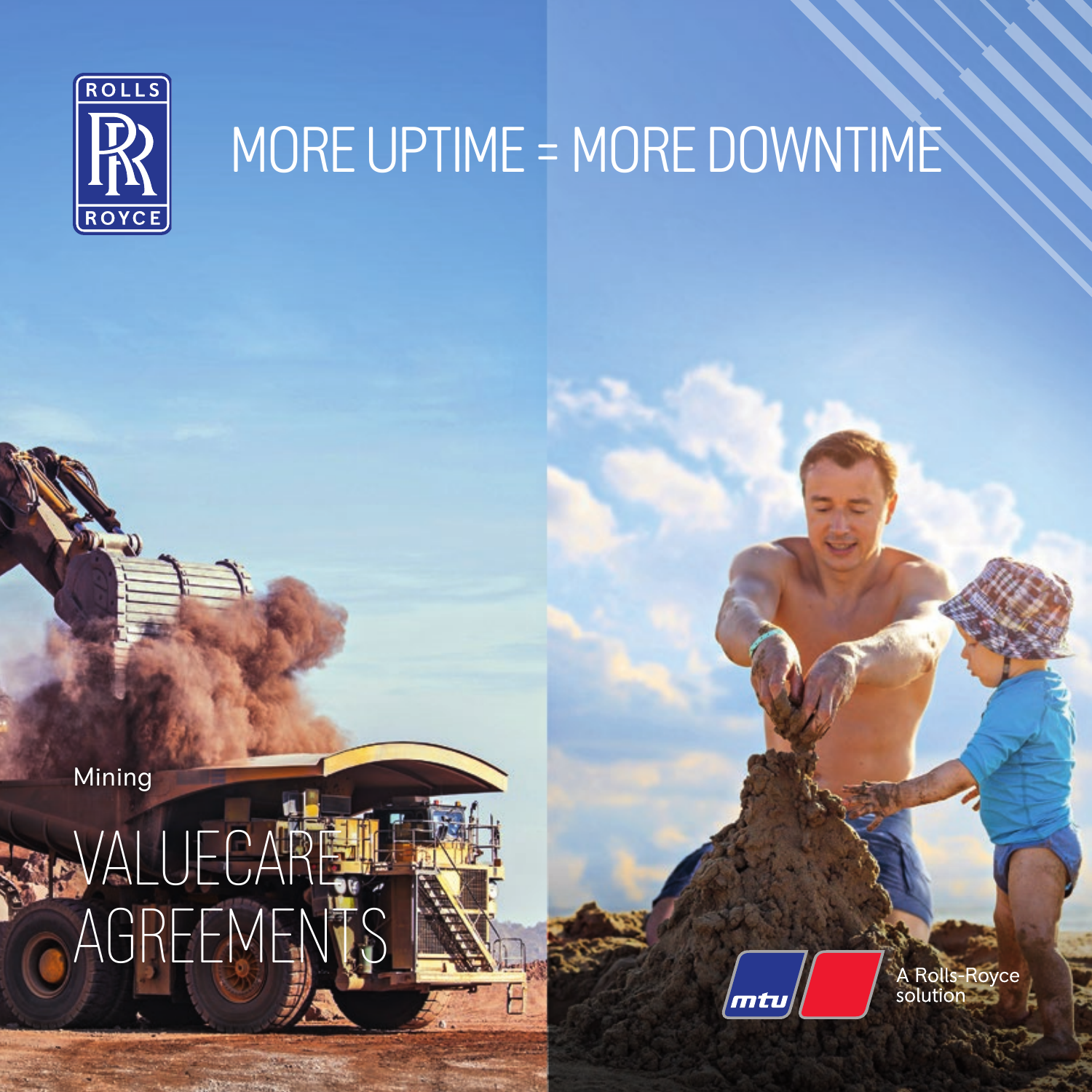ROLLS ROYCE

# MORE UPTIME = MORE DOWNTIME

Mining

# VALUECARE AGREEMENTS

mtu

A Rolls-Royce solution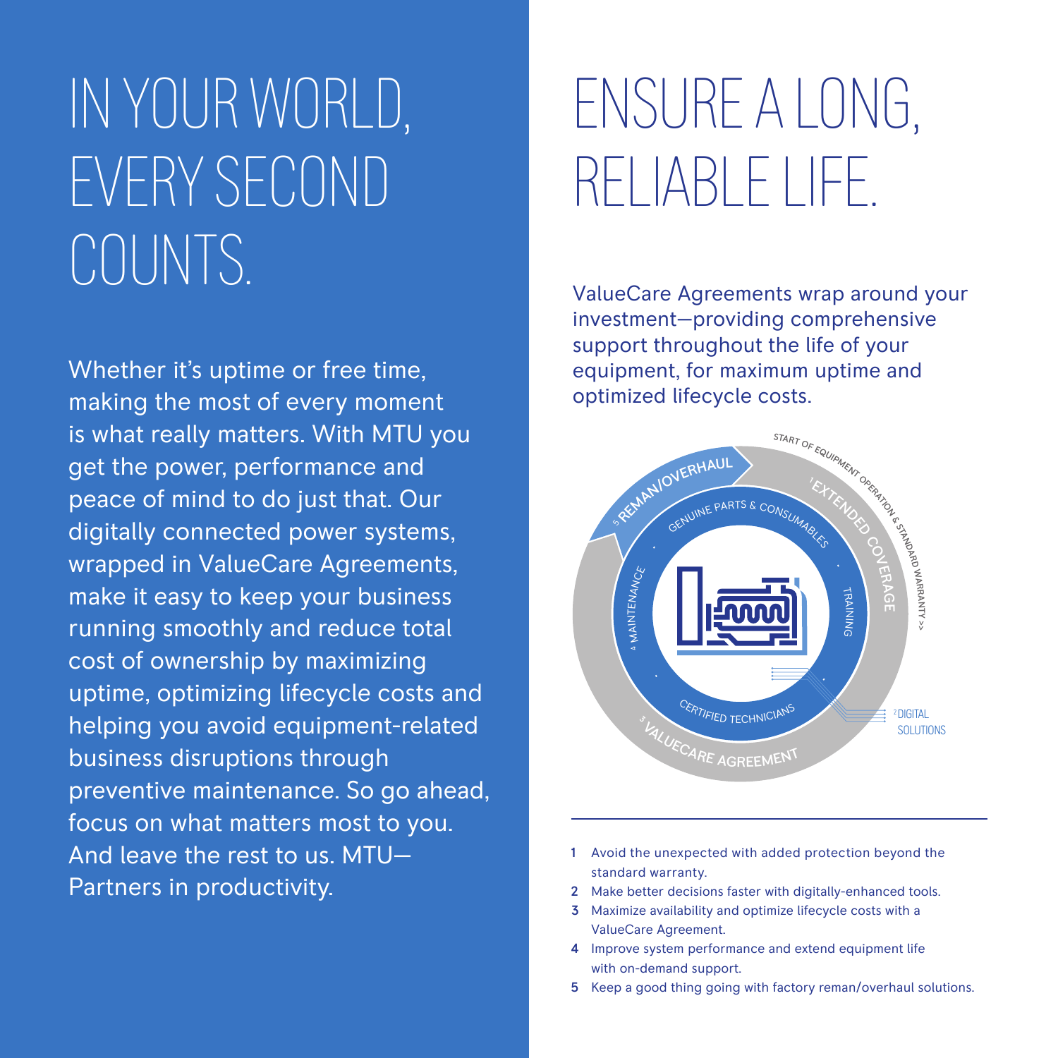# IN YOUR WORLD, EVERY SECOND COUNTS.

Whether it's uptime or free time, making the most of every moment is what really matters. With MTU you get the power, performance and peace of mind to do just that. Our digitally connected power systems, wrapped in ValueCare Agreements, make it easy to keep your business running smoothly and reduce total cost of ownership by maximizing uptime, optimizing lifecycle costs and helping you avoid equipment-related business disruptions through preventive maintenance. So go ahead, focus on what matters most to you. And leave the rest to us. MTU—Partners in productivity.

# ENSURE A LONG, RELIABLE LIFE.

ValueCare Agreements wrap around your investment—providing comprehensive support throughout the life of your equipment, for maximum uptime and optimized lifecycle costs.

START OF EQUIPMENT OPERATION & STANDARD WARRANTY >>

[1] EXTENDED COVERAGE

[2] DIGITAL SOLUTIONS

[3] VALUECARE AGREEMENT

[4] MAINTENANCE

[5] REMAN/OVERHAUL

GENUINE PARTS & CONSUMABLES · TRAINING · CERTIFIED TECHNICIANS

1. Avoid the unexpected with added protection beyond the standard warranty.
2. Make better decisions faster with digitally-enhanced tools.
3. Maximize availability and optimize lifecycle costs with a ValueCare Agreement.
4. Improve system performance and extend equipment life with on-demand support.
5. Keep a good thing going with factory reman/overhaul solutions.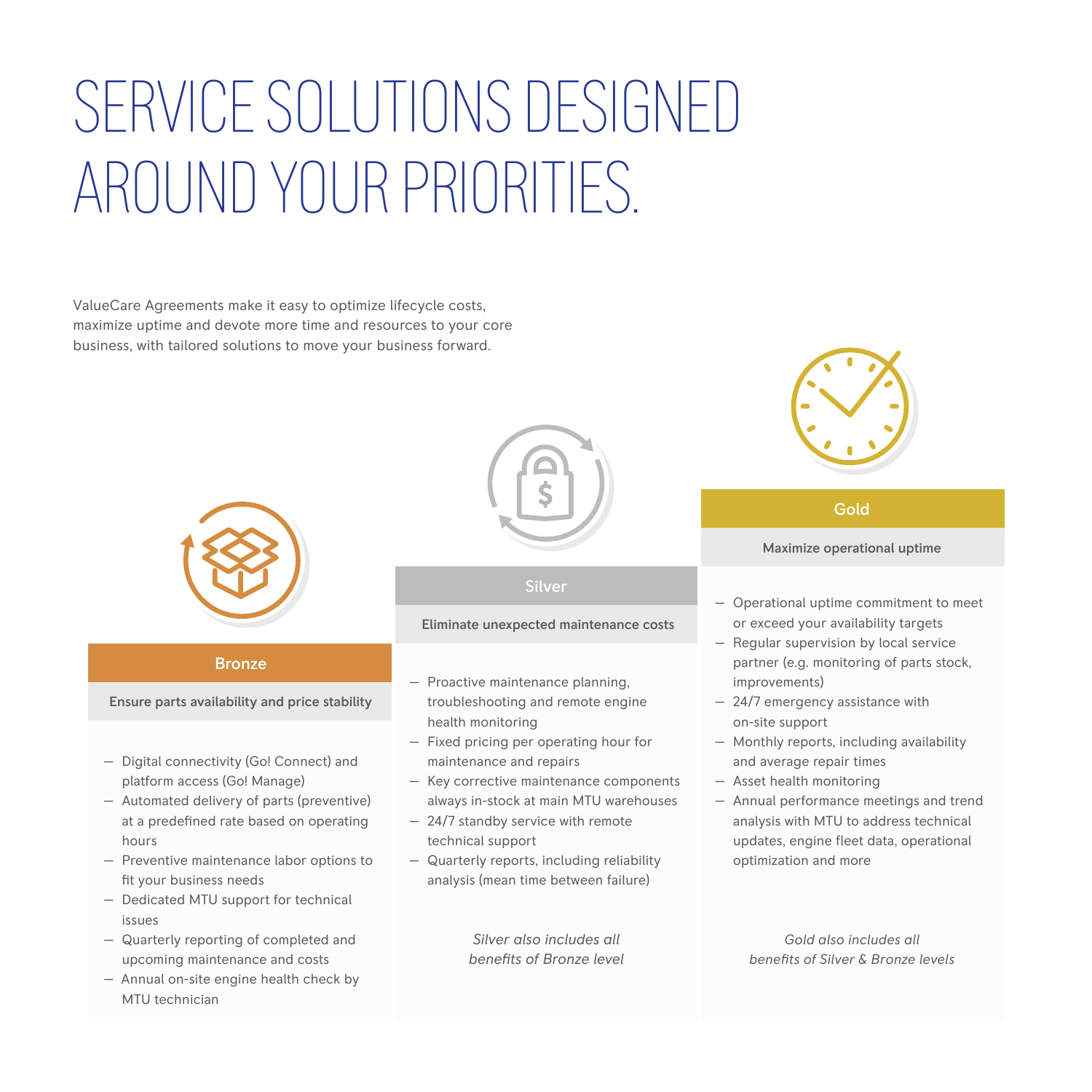# SERVICE SOLUTIONS DESIGNED AROUND YOUR PRIORITIES.

ValueCare Agreements make it easy to optimize lifecycle costs, maximize uptime and devote more time and resources to your core business, with tailored solutions to move your business forward.

## Bronze

**Ensure parts availability and price stability**

- Digital connectivity (Go! Connect) and platform access (Go! Manage)
- Automated delivery of parts (preventive) at a predefined rate based on operating hours
- Preventive maintenance labor options to fit your business needs
- Dedicated MTU support for technical issues
- Quarterly reporting of completed and upcoming maintenance and costs
- Annual on-site engine health check by MTU technician

## Silver

**Eliminate unexpected maintenance costs**

- Proactive maintenance planning, troubleshooting and remote engine health monitoring
- Fixed pricing per operating hour for maintenance and repairs
- Key corrective maintenance components always in-stock at main MTU warehouses
- 24/7 standby service with remote technical support
- Quarterly reports, including reliability analysis (mean time between failure)

*Silver also includes all benefits of Bronze level*

## Gold

**Maximize operational uptime**

- Operational uptime commitment to meet or exceed your availability targets
- Regular supervision by local service partner (e.g. monitoring of parts stock, improvements)
- 24/7 emergency assistance with on-site support
- Monthly reports, including availability and average repair times
- Asset health monitoring
- Annual performance meetings and trend analysis with MTU to address technical updates, engine fleet data, operational optimization and more

*Gold also includes all benefits of Silver & Bronze levels*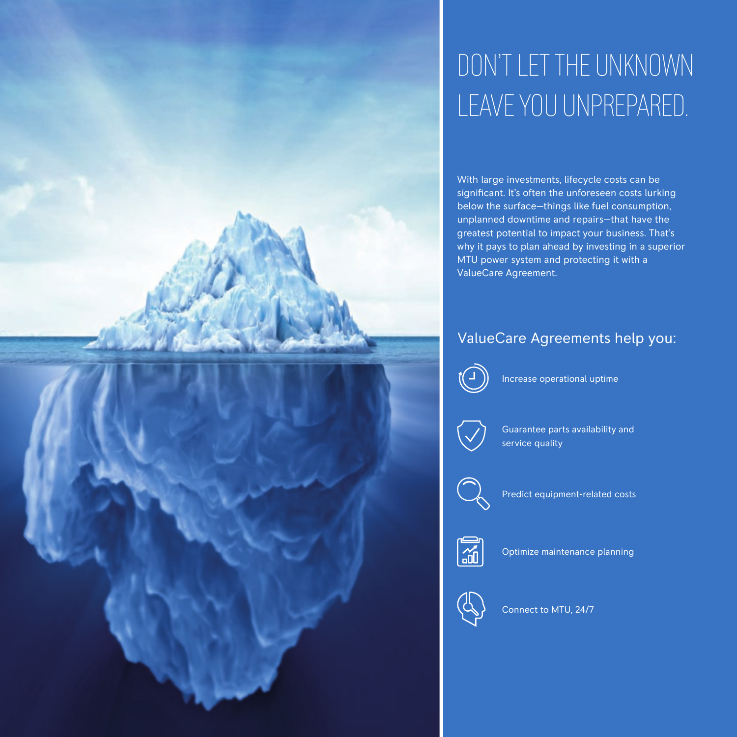# DON'T LET THE UNKNOWN LEAVE YOU UNPREPARED.

With large investments, lifecycle costs can be significant. It's often the unforeseen costs lurking below the surface—things like fuel consumption, unplanned downtime and repairs—that have the greatest potential to impact your business. That's why it pays to plan ahead by investing in a superior MTU power system and protecting it with a ValueCare Agreement.

## ValueCare Agreements help you:

- Increase operational uptime
- Guarantee parts availability and service quality
- Predict equipment-related costs
- Optimize maintenance planning
- Connect to MTU, 24/7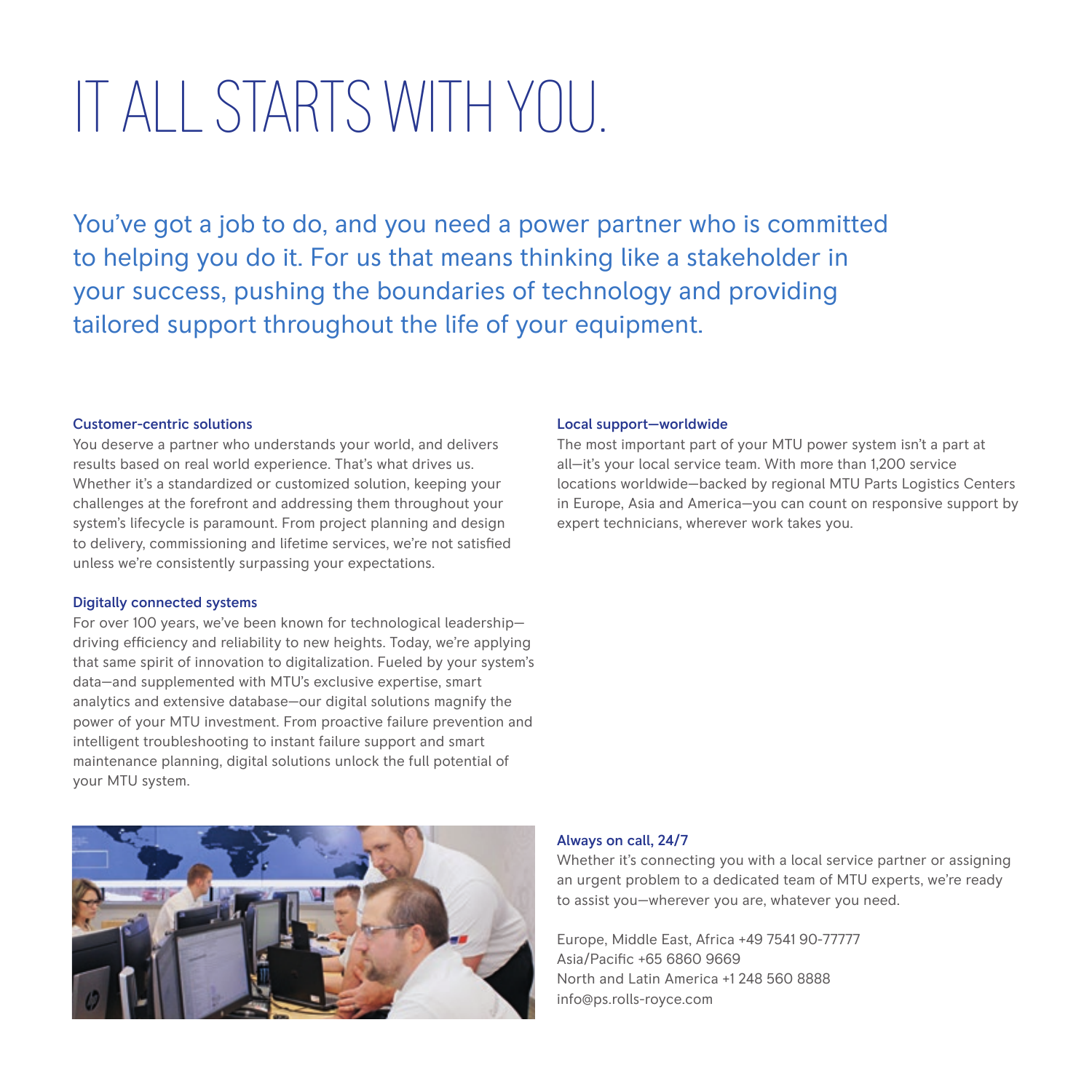# IT ALL STARTS WITH YOU.

You've got a job to do, and you need a power partner who is committed to helping you do it. For us that means thinking like a stakeholder in your success, pushing the boundaries of technology and providing tailored support throughout the life of your equipment.

### Customer-centric solutions

You deserve a partner who understands your world, and delivers results based on real world experience. That's what drives us. Whether it's a standardized or customized solution, keeping your challenges at the forefront and addressing them throughout your system's lifecycle is paramount. From project planning and design to delivery, commissioning and lifetime services, we're not satisfied unless we're consistently surpassing your expectations.

### Digitally connected systems

For over 100 years, we've been known for technological leadership—driving efficiency and reliability to new heights. Today, we're applying that same spirit of innovation to digitalization. Fueled by your system's data—and supplemented with MTU's exclusive expertise, smart analytics and extensive database—our digital solutions magnify the power of your MTU investment. From proactive failure prevention and intelligent troubleshooting to instant failure support and smart maintenance planning, digital solutions unlock the full potential of your MTU system.

### Local support—worldwide

The most important part of your MTU power system isn't a part at all—it's your local service team. With more than 1,200 service locations worldwide—backed by regional MTU Parts Logistics Centers in Europe, Asia and America—you can count on responsive support by expert technicians, wherever work takes you.

### Always on call, 24/7

Whether it's connecting you with a local service partner or assigning an urgent problem to a dedicated team of MTU experts, we're ready to assist you—wherever you are, whatever you need.

Europe, Middle East, Africa +49 7541 90-77777  
Asia/Pacific +65 6860 9669  
North and Latin America +1 248 560 8888  
info@ps.rolls-royce.com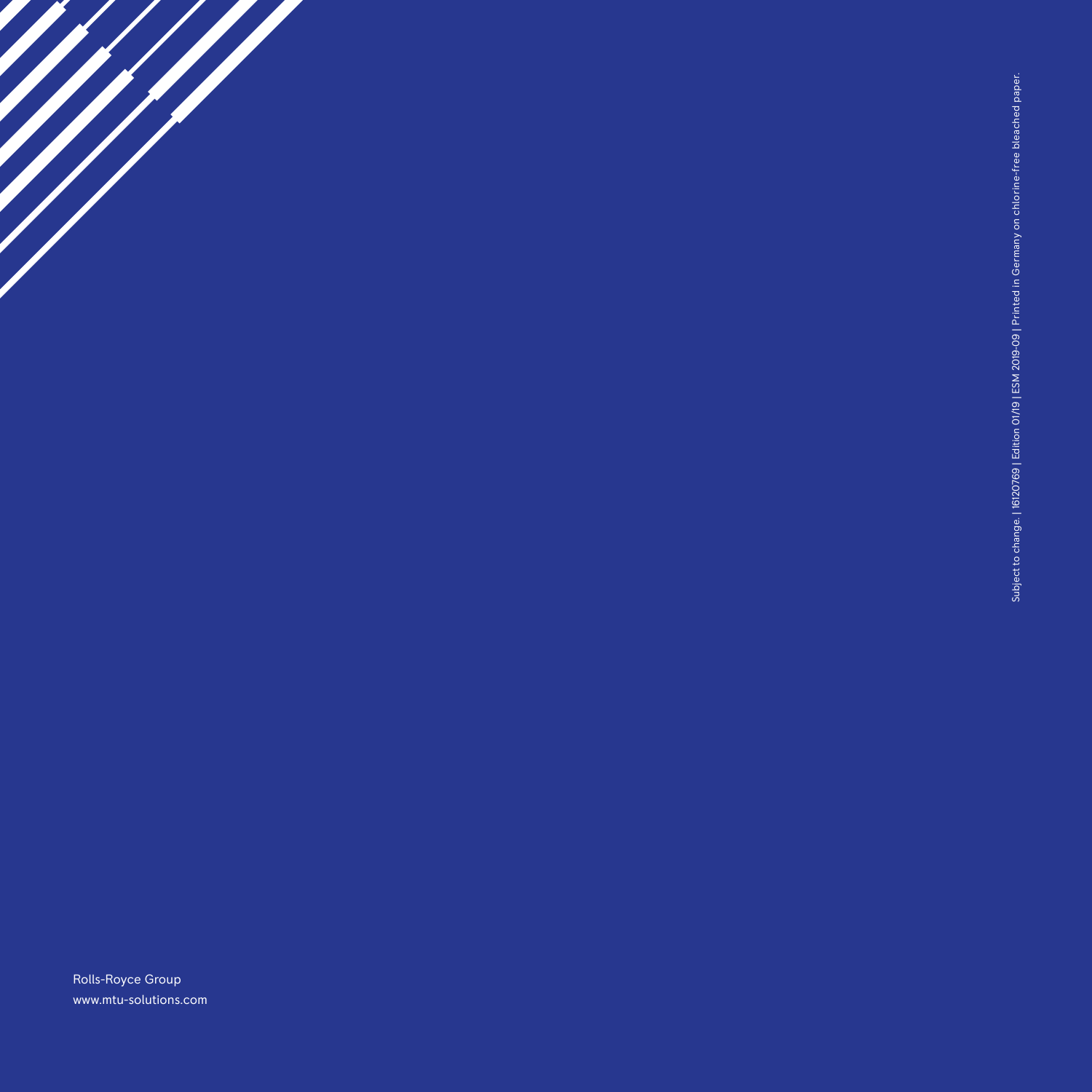Subject to change. | 16120769 | Edition 01/19 | ESM 2019-09 | Printed in Germany on chlorine-free bleached paper.

Rolls-Royce Group
www.mtu-solutions.com